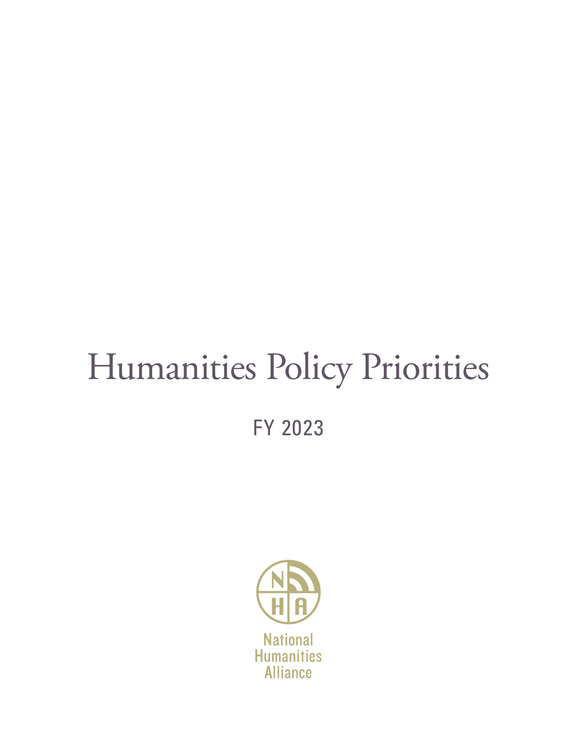# Humanities Policy Priorities

FY 2023

National Humanities Alliance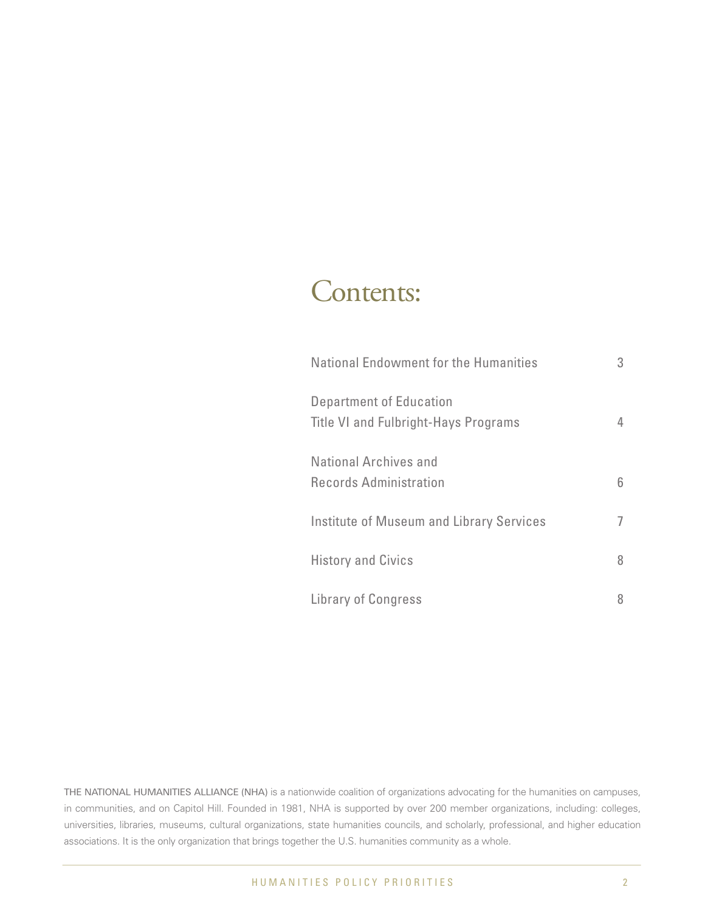# Contents:

| | |
|---|---|
| National Endowment for the Humanities | 3 |
| Department of Education Title VI and Fulbright-Hays Programs | 4 |
| National Archives and Records Administration | 6 |
| Institute of Museum and Library Services | 7 |
| History and Civics | 8 |
| Library of Congress | 8 |

THE NATIONAL HUMANITIES ALLIANCE (NHA) is a nationwide coalition of organizations advocating for the humanities on campuses, in communities, and on Capitol Hill. Founded in 1981, NHA is supported by over 200 member organizations, including: colleges, universities, libraries, museums, cultural organizations, state humanities councils, and scholarly, professional, and higher education associations. It is the only organization that brings together the U.S. humanities community as a whole.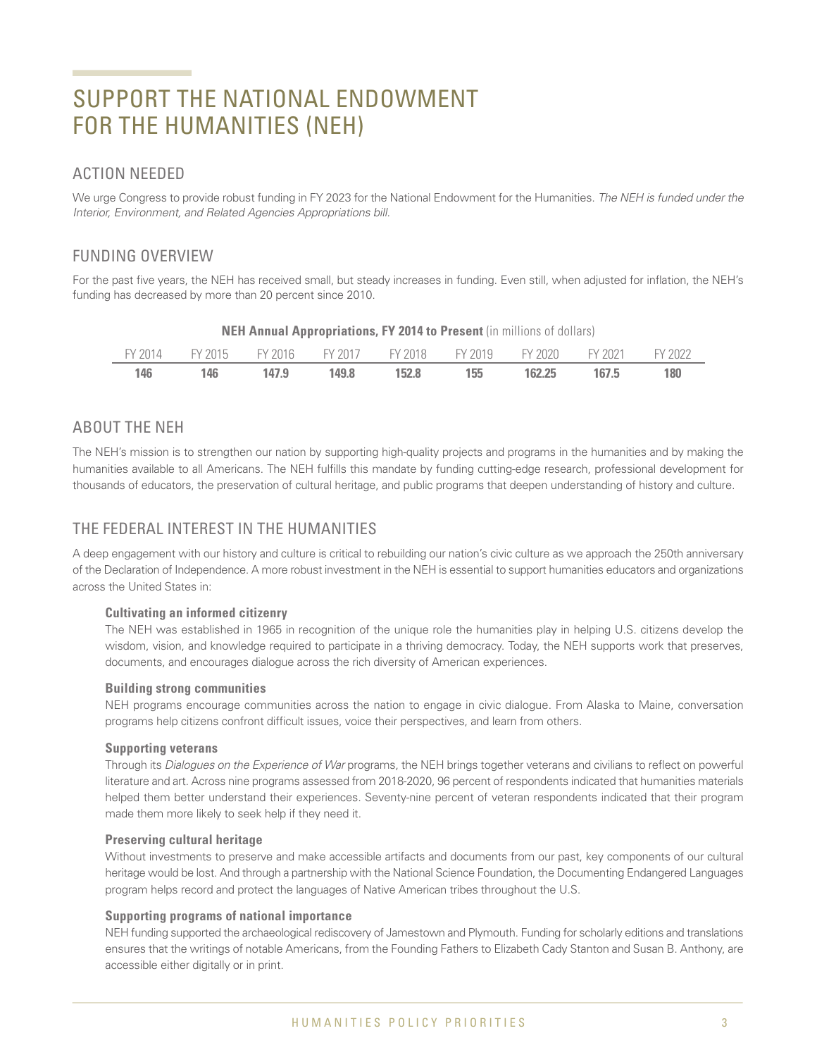# SUPPORT THE NATIONAL ENDOWMENT FOR THE HUMANITIES (NEH)

## ACTION NEEDED

We urge Congress to provide robust funding in FY 2023 for the National Endowment for the Humanities. *The NEH is funded under the Interior, Environment, and Related Agencies Appropriations bill.*

## FUNDING OVERVIEW

For the past five years, the NEH has received small, but steady increases in funding. Even still, when adjusted for inflation, the NEH's funding has decreased by more than 20 percent since 2010.

**NEH Annual Appropriations, FY 2014 to Present** (in millions of dollars)

| FY 2014 | FY 2015 | FY 2016 | FY 2017 | FY 2018 | FY 2019 | FY 2020 | FY 2021 | FY 2022 |
|---|---|---|---|---|---|---|---|---|
| **146** | **146** | **147.9** | **149.8** | **152.8** | **155** | **162.25** | **167.5** | **180** |

## ABOUT THE NEH

The NEH's mission is to strengthen our nation by supporting high-quality projects and programs in the humanities and by making the humanities available to all Americans. The NEH fulfills this mandate by funding cutting-edge research, professional development for thousands of educators, the preservation of cultural heritage, and public programs that deepen understanding of history and culture.

## THE FEDERAL INTEREST IN THE HUMANITIES

A deep engagement with our history and culture is critical to rebuilding our nation's civic culture as we approach the 250th anniversary of the Declaration of Independence. A more robust investment in the NEH is essential to support humanities educators and organizations across the United States in:

**Cultivating an informed citizenry**

The NEH was established in 1965 in recognition of the unique role the humanities play in helping U.S. citizens develop the wisdom, vision, and knowledge required to participate in a thriving democracy. Today, the NEH supports work that preserves, documents, and encourages dialogue across the rich diversity of American experiences.

**Building strong communities**

NEH programs encourage communities across the nation to engage in civic dialogue. From Alaska to Maine, conversation programs help citizens confront difficult issues, voice their perspectives, and learn from others.

**Supporting veterans**

Through its *Dialogues on the Experience of War* programs, the NEH brings together veterans and civilians to reflect on powerful literature and art. Across nine programs assessed from 2018-2020, 96 percent of respondents indicated that humanities materials helped them better understand their experiences. Seventy-nine percent of veteran respondents indicated that their program made them more likely to seek help if they need it.

**Preserving cultural heritage**

Without investments to preserve and make accessible artifacts and documents from our past, key components of our cultural heritage would be lost. And through a partnership with the National Science Foundation, the Documenting Endangered Languages program helps record and protect the languages of Native American tribes throughout the U.S.

**Supporting programs of national importance**

NEH funding supported the archaeological rediscovery of Jamestown and Plymouth. Funding for scholarly editions and translations ensures that the writings of notable Americans, from the Founding Fathers to Elizabeth Cady Stanton and Susan B. Anthony, are accessible either digitally or in print.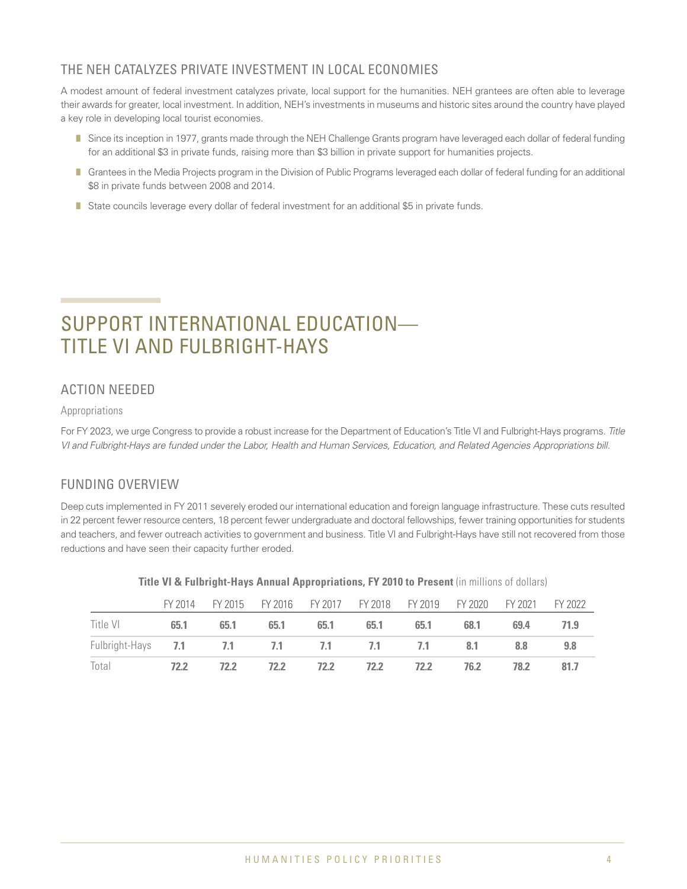## THE NEH CATALYZES PRIVATE INVESTMENT IN LOCAL ECONOMIES

A modest amount of federal investment catalyzes private, local support for the humanities. NEH grantees are often able to leverage their awards for greater, local investment. In addition, NEH's investments in museums and historic sites around the country have played a key role in developing local tourist economies.

- Since its inception in 1977, grants made through the NEH Challenge Grants program have leveraged each dollar of federal funding for an additional $3 in private funds, raising more than $3 billion in private support for humanities projects.
- Grantees in the Media Projects program in the Division of Public Programs leveraged each dollar of federal funding for an additional $8 in private funds between 2008 and 2014.
- State councils leverage every dollar of federal investment for an additional $5 in private funds.

# SUPPORT INTERNATIONAL EDUCATION— TITLE VI AND FULBRIGHT-HAYS

## ACTION NEEDED

### Appropriations

For FY 2023, we urge Congress to provide a robust increase for the Department of Education's Title VI and Fulbright-Hays programs. *Title VI and Fulbright-Hays are funded under the Labor, Health and Human Services, Education, and Related Agencies Appropriations bill.*

## FUNDING OVERVIEW

Deep cuts implemented in FY 2011 severely eroded our international education and foreign language infrastructure. These cuts resulted in 22 percent fewer resource centers, 18 percent fewer undergraduate and doctoral fellowships, fewer training opportunities for students and teachers, and fewer outreach activities to government and business. Title VI and Fulbright-Hays have still not recovered from those reductions and have seen their capacity further eroded.

**Title VI & Fulbright-Hays Annual Appropriations, FY 2010 to Present** (in millions of dollars)

| | FY 2014 | FY 2015 | FY 2016 | FY 2017 | FY 2018 | FY 2019 | FY 2020 | FY 2021 | FY 2022 |
|---|---|---|---|---|---|---|---|---|---|
| Title VI | **65.1** | **65.1** | **65.1** | **65.1** | **65.1** | **65.1** | **68.1** | **69.4** | **71.9** |
| Fulbright-Hays | **7.1** | **7.1** | **7.1** | **7.1** | **7.1** | **7.1** | **8.1** | **8.8** | **9.8** |
| Total | **72.2** | **72.2** | **72.2** | **72.2** | **72.2** | **72.2** | **76.2** | **78.2** | **81.7** |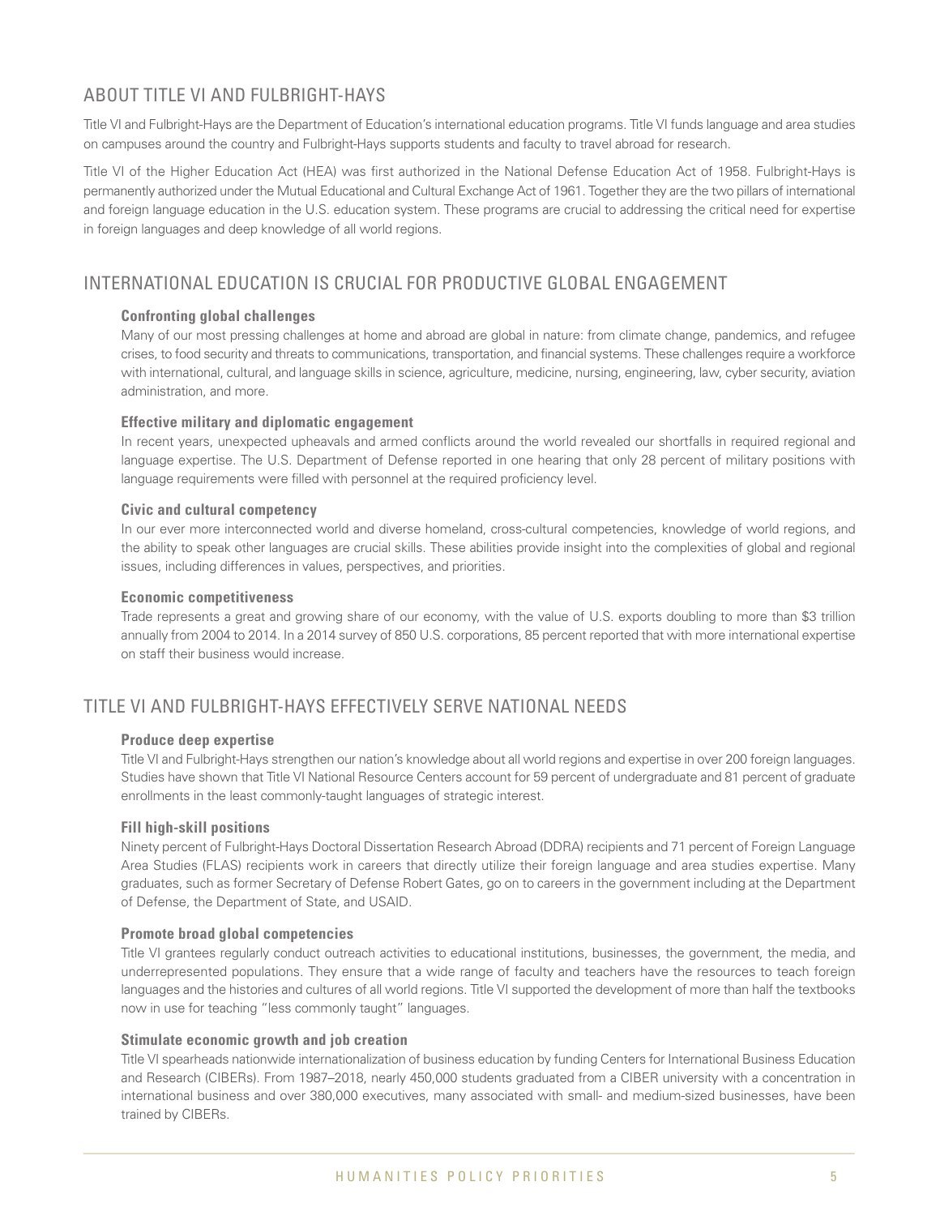## ABOUT TITLE VI AND FULBRIGHT-HAYS

Title VI and Fulbright-Hays are the Department of Education's international education programs. Title VI funds language and area studies on campuses around the country and Fulbright-Hays supports students and faculty to travel abroad for research.

Title VI of the Higher Education Act (HEA) was first authorized in the National Defense Education Act of 1958. Fulbright-Hays is permanently authorized under the Mutual Educational and Cultural Exchange Act of 1961. Together they are the two pillars of international and foreign language education in the U.S. education system. These programs are crucial to addressing the critical need for expertise in foreign languages and deep knowledge of all world regions.

## INTERNATIONAL EDUCATION IS CRUCIAL FOR PRODUCTIVE GLOBAL ENGAGEMENT

### Confronting global challenges

Many of our most pressing challenges at home and abroad are global in nature: from climate change, pandemics, and refugee crises, to food security and threats to communications, transportation, and financial systems. These challenges require a workforce with international, cultural, and language skills in science, agriculture, medicine, nursing, engineering, law, cyber security, aviation administration, and more.

### Effective military and diplomatic engagement

In recent years, unexpected upheavals and armed conflicts around the world revealed our shortfalls in required regional and language expertise. The U.S. Department of Defense reported in one hearing that only 28 percent of military positions with language requirements were filled with personnel at the required proficiency level.

### Civic and cultural competency

In our ever more interconnected world and diverse homeland, cross-cultural competencies, knowledge of world regions, and the ability to speak other languages are crucial skills. These abilities provide insight into the complexities of global and regional issues, including differences in values, perspectives, and priorities.

### Economic competitiveness

Trade represents a great and growing share of our economy, with the value of U.S. exports doubling to more than $3 trillion annually from 2004 to 2014. In a 2014 survey of 850 U.S. corporations, 85 percent reported that with more international expertise on staff their business would increase.

## TITLE VI AND FULBRIGHT-HAYS EFFECTIVELY SERVE NATIONAL NEEDS

### Produce deep expertise

Title VI and Fulbright-Hays strengthen our nation's knowledge about all world regions and expertise in over 200 foreign languages. Studies have shown that Title VI National Resource Centers account for 59 percent of undergraduate and 81 percent of graduate enrollments in the least commonly-taught languages of strategic interest.

### Fill high-skill positions

Ninety percent of Fulbright-Hays Doctoral Dissertation Research Abroad (DDRA) recipients and 71 percent of Foreign Language Area Studies (FLAS) recipients work in careers that directly utilize their foreign language and area studies expertise. Many graduates, such as former Secretary of Defense Robert Gates, go on to careers in the government including at the Department of Defense, the Department of State, and USAID.

### Promote broad global competencies

Title VI grantees regularly conduct outreach activities to educational institutions, businesses, the government, the media, and underrepresented populations. They ensure that a wide range of faculty and teachers have the resources to teach foreign languages and the histories and cultures of all world regions. Title VI supported the development of more than half the textbooks now in use for teaching "less commonly taught" languages.

### Stimulate economic growth and job creation

Title VI spearheads nationwide internationalization of business education by funding Centers for International Business Education and Research (CIBERs). From 1987–2018, nearly 450,000 students graduated from a CIBER university with a concentration in international business and over 380,000 executives, many associated with small- and medium-sized businesses, have been trained by CIBERs.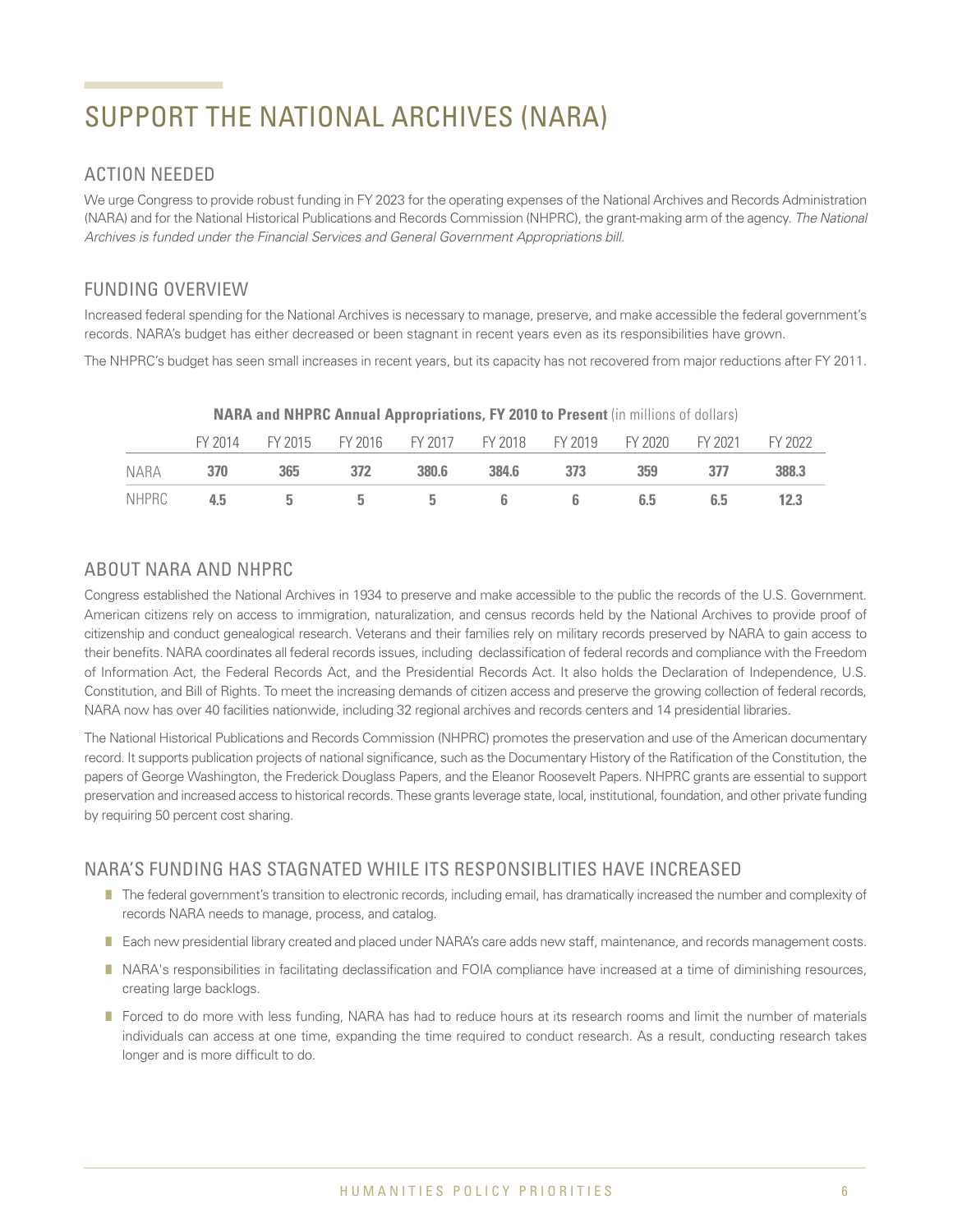# SUPPORT THE NATIONAL ARCHIVES (NARA)

## ACTION NEEDED

We urge Congress to provide robust funding in FY 2023 for the operating expenses of the National Archives and Records Administration (NARA) and for the National Historical Publications and Records Commission (NHPRC), the grant-making arm of the agency. *The National Archives is funded under the Financial Services and General Government Appropriations bill.*

## FUNDING OVERVIEW

Increased federal spending for the National Archives is necessary to manage, preserve, and make accessible the federal government's records. NARA's budget has either decreased or been stagnant in recent years even as its responsibilities have grown.

The NHPRC's budget has seen small increases in recent years, but its capacity has not recovered from major reductions after FY 2011.

**NARA and NHPRC Annual Appropriations, FY 2010 to Present** (in millions of dollars)

| | FY 2014 | FY 2015 | FY 2016 | FY 2017 | FY 2018 | FY 2019 | FY 2020 | FY 2021 | FY 2022 |
|---|---|---|---|---|---|---|---|---|---|
| NARA | **370** | **365** | **372** | **380.6** | **384.6** | **373** | **359** | **377** | **388.3** |
| NHPRC | **4.5** | **5** | **5** | **5** | **6** | **6** | **6.5** | **6.5** | **12.3** |

## ABOUT NARA AND NHPRC

Congress established the National Archives in 1934 to preserve and make accessible to the public the records of the U.S. Government. American citizens rely on access to immigration, naturalization, and census records held by the National Archives to provide proof of citizenship and conduct genealogical research. Veterans and their families rely on military records preserved by NARA to gain access to their benefits. NARA coordinates all federal records issues, including declassification of federal records and compliance with the Freedom of Information Act, the Federal Records Act, and the Presidential Records Act. It also holds the Declaration of Independence, U.S. Constitution, and Bill of Rights. To meet the increasing demands of citizen access and preserve the growing collection of federal records, NARA now has over 40 facilities nationwide, including 32 regional archives and records centers and 14 presidential libraries.

The National Historical Publications and Records Commission (NHPRC) promotes the preservation and use of the American documentary record. It supports publication projects of national significance, such as the Documentary History of the Ratification of the Constitution, the papers of George Washington, the Frederick Douglass Papers, and the Eleanor Roosevelt Papers. NHPRC grants are essential to support preservation and increased access to historical records. These grants leverage state, local, institutional, foundation, and other private funding by requiring 50 percent cost sharing.

## NARA'S FUNDING HAS STAGNATED WHILE ITS RESPONSIBLITIES HAVE INCREASED

- The federal government's transition to electronic records, including email, has dramatically increased the number and complexity of records NARA needs to manage, process, and catalog.
- Each new presidential library created and placed under NARA's care adds new staff, maintenance, and records management costs.
- NARA's responsibilities in facilitating declassification and FOIA compliance have increased at a time of diminishing resources, creating large backlogs.
- Forced to do more with less funding, NARA has had to reduce hours at its research rooms and limit the number of materials individuals can access at one time, expanding the time required to conduct research. As a result, conducting research takes longer and is more difficult to do.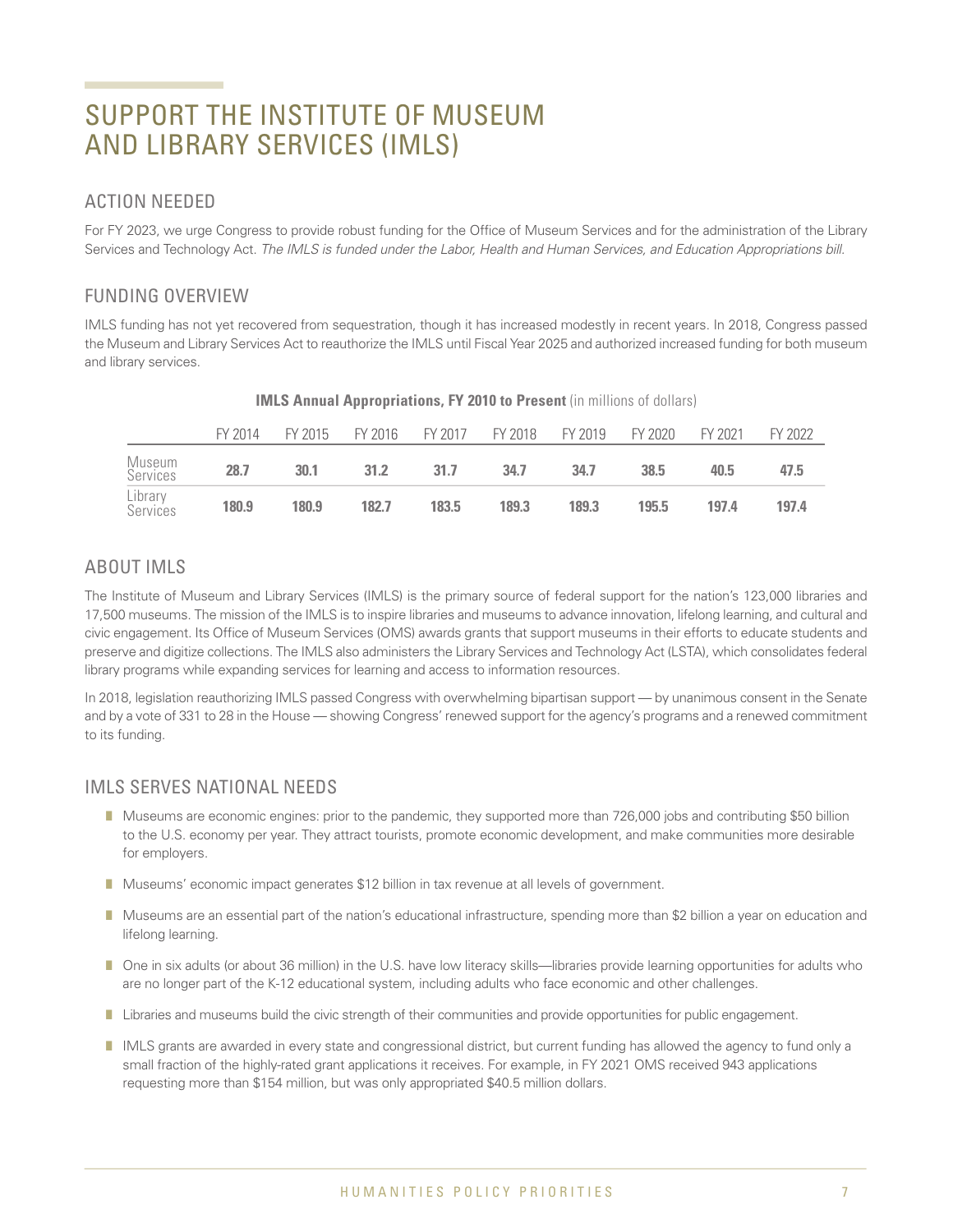# SUPPORT THE INSTITUTE OF MUSEUM AND LIBRARY SERVICES (IMLS)

## ACTION NEEDED

For FY 2023, we urge Congress to provide robust funding for the Office of Museum Services and for the administration of the Library Services and Technology Act. *The IMLS is funded under the Labor, Health and Human Services, and Education Appropriations bill.*

## FUNDING OVERVIEW

IMLS funding has not yet recovered from sequestration, though it has increased modestly in recent years. In 2018, Congress passed the Museum and Library Services Act to reauthorize the IMLS until Fiscal Year 2025 and authorized increased funding for both museum and library services.

**IMLS Annual Appropriations, FY 2010 to Present** (in millions of dollars)

| | FY 2014 | FY 2015 | FY 2016 | FY 2017 | FY 2018 | FY 2019 | FY 2020 | FY 2021 | FY 2022 |
|---|---|---|---|---|---|---|---|---|---|
| Museum Services | **28.7** | **30.1** | **31.2** | **31.7** | **34.7** | **34.7** | **38.5** | **40.5** | **47.5** |
| Library Services | **180.9** | **180.9** | **182.7** | **183.5** | **189.3** | **189.3** | **195.5** | **197.4** | **197.4** |

## ABOUT IMLS

The Institute of Museum and Library Services (IMLS) is the primary source of federal support for the nation's 123,000 libraries and 17,500 museums. The mission of the IMLS is to inspire libraries and museums to advance innovation, lifelong learning, and cultural and civic engagement. Its Office of Museum Services (OMS) awards grants that support museums in their efforts to educate students and preserve and digitize collections. The IMLS also administers the Library Services and Technology Act (LSTA), which consolidates federal library programs while expanding services for learning and access to information resources.

In 2018, legislation reauthorizing IMLS passed Congress with overwhelming bipartisan support — by unanimous consent in the Senate and by a vote of 331 to 28 in the House — showing Congress' renewed support for the agency's programs and a renewed commitment to its funding.

## IMLS SERVES NATIONAL NEEDS

- Museums are economic engines: prior to the pandemic, they supported more than 726,000 jobs and contributing $50 billion to the U.S. economy per year. They attract tourists, promote economic development, and make communities more desirable for employers.
- Museums' economic impact generates $12 billion in tax revenue at all levels of government.
- Museums are an essential part of the nation's educational infrastructure, spending more than $2 billion a year on education and lifelong learning.
- One in six adults (or about 36 million) in the U.S. have low literacy skills—libraries provide learning opportunities for adults who are no longer part of the K-12 educational system, including adults who face economic and other challenges.
- Libraries and museums build the civic strength of their communities and provide opportunities for public engagement.
- IMLS grants are awarded in every state and congressional district, but current funding has allowed the agency to fund only a small fraction of the highly-rated grant applications it receives. For example, in FY 2021 OMS received 943 applications requesting more than $154 million, but was only appropriated $40.5 million dollars.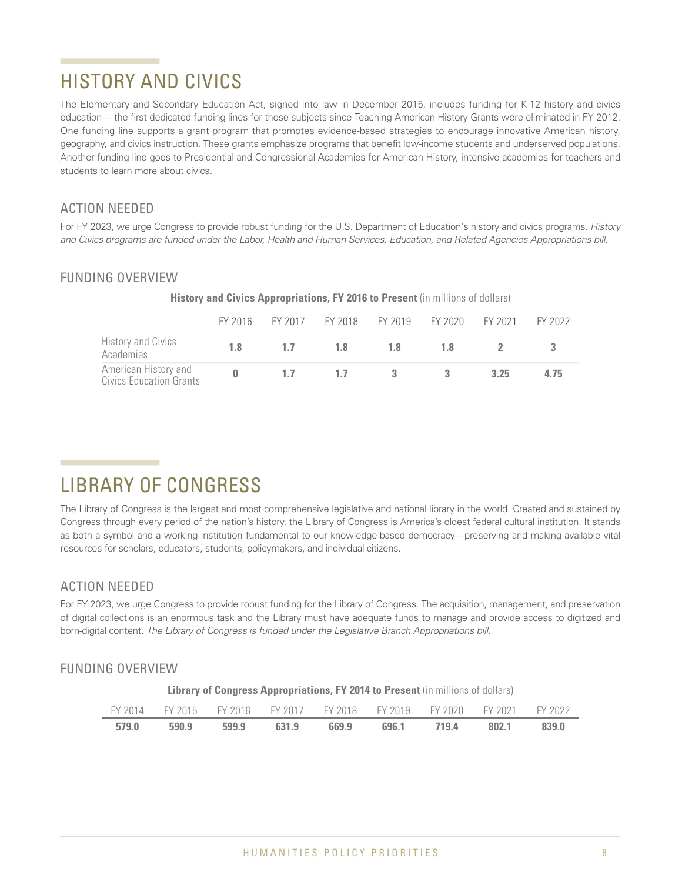# HISTORY AND CIVICS

The Elementary and Secondary Education Act, signed into law in December 2015, includes funding for K-12 history and civics education— the first dedicated funding lines for these subjects since Teaching American History Grants were eliminated in FY 2012. One funding line supports a grant program that promotes evidence-based strategies to encourage innovative American history, geography, and civics instruction. These grants emphasize programs that benefit low-income students and underserved populations. Another funding line goes to Presidential and Congressional Academies for American History, intensive academies for teachers and students to learn more about civics.

## ACTION NEEDED

For FY 2023, we urge Congress to provide robust funding for the U.S. Department of Education's history and civics programs. *History and Civics programs are funded under the Labor, Health and Human Services, Education, and Related Agencies Appropriations bill.*

## FUNDING OVERVIEW

**History and Civics Appropriations, FY 2016 to Present** (in millions of dollars)

| | FY 2016 | FY 2017 | FY 2018 | FY 2019 | FY 2020 | FY 2021 | FY 2022 |
|---|---|---|---|---|---|---|---|
| History and Civics Academies | **1.8** | **1.7** | **1.8** | **1.8** | **1.8** | **2** | **3** |
| American History and Civics Education Grants | **0** | **1.7** | **1.7** | **3** | **3** | **3.25** | **4.75** |

# LIBRARY OF CONGRESS

The Library of Congress is the largest and most comprehensive legislative and national library in the world. Created and sustained by Congress through every period of the nation's history, the Library of Congress is America's oldest federal cultural institution. It stands as both a symbol and a working institution fundamental to our knowledge-based democracy—preserving and making available vital resources for scholars, educators, students, policymakers, and individual citizens.

## ACTION NEEDED

For FY 2023, we urge Congress to provide robust funding for the Library of Congress. The acquisition, management, and preservation of digital collections is an enormous task and the Library must have adequate funds to manage and provide access to digitized and born-digital content. *The Library of Congress is funded under the Legislative Branch Appropriations bill.*

## FUNDING OVERVIEW

**Library of Congress Appropriations, FY 2014 to Present** (in millions of dollars)

| FY 2014 | FY 2015 | FY 2016 | FY 2017 | FY 2018 | FY 2019 | FY 2020 | FY 2021 | FY 2022 |
|---|---|---|---|---|---|---|---|---|
| **579.0** | **590.9** | **599.9** | **631.9** | **669.9** | **696.1** | **719.4** | **802.1** | **839.0** |